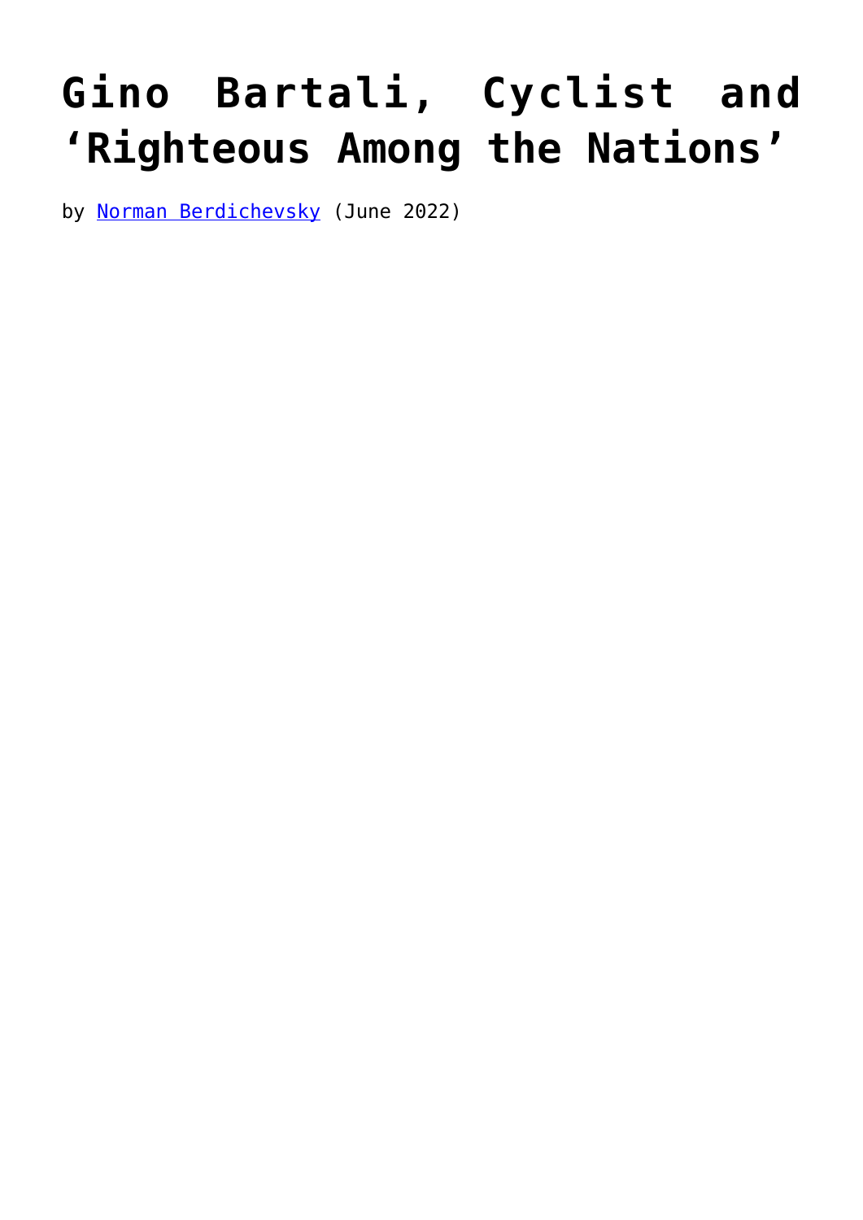# Gino Bartali, Cyclist and 'Righteous Among the Nations'

by Norman Berdichevsky (June 2022)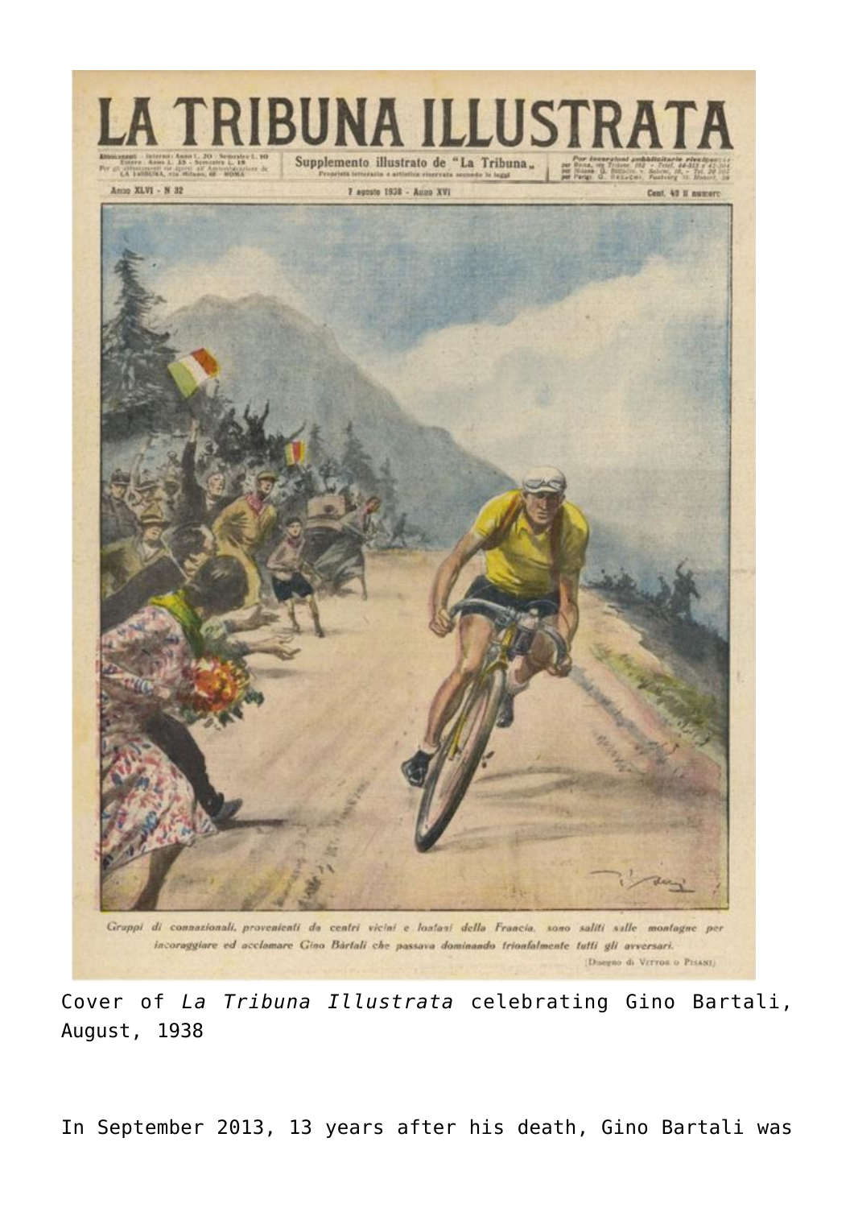Cover of *La Tribuna Illustrata* celebrating Gino Bartali, August, 1938

In September 2013, 13 years after his death, Gino Bartali was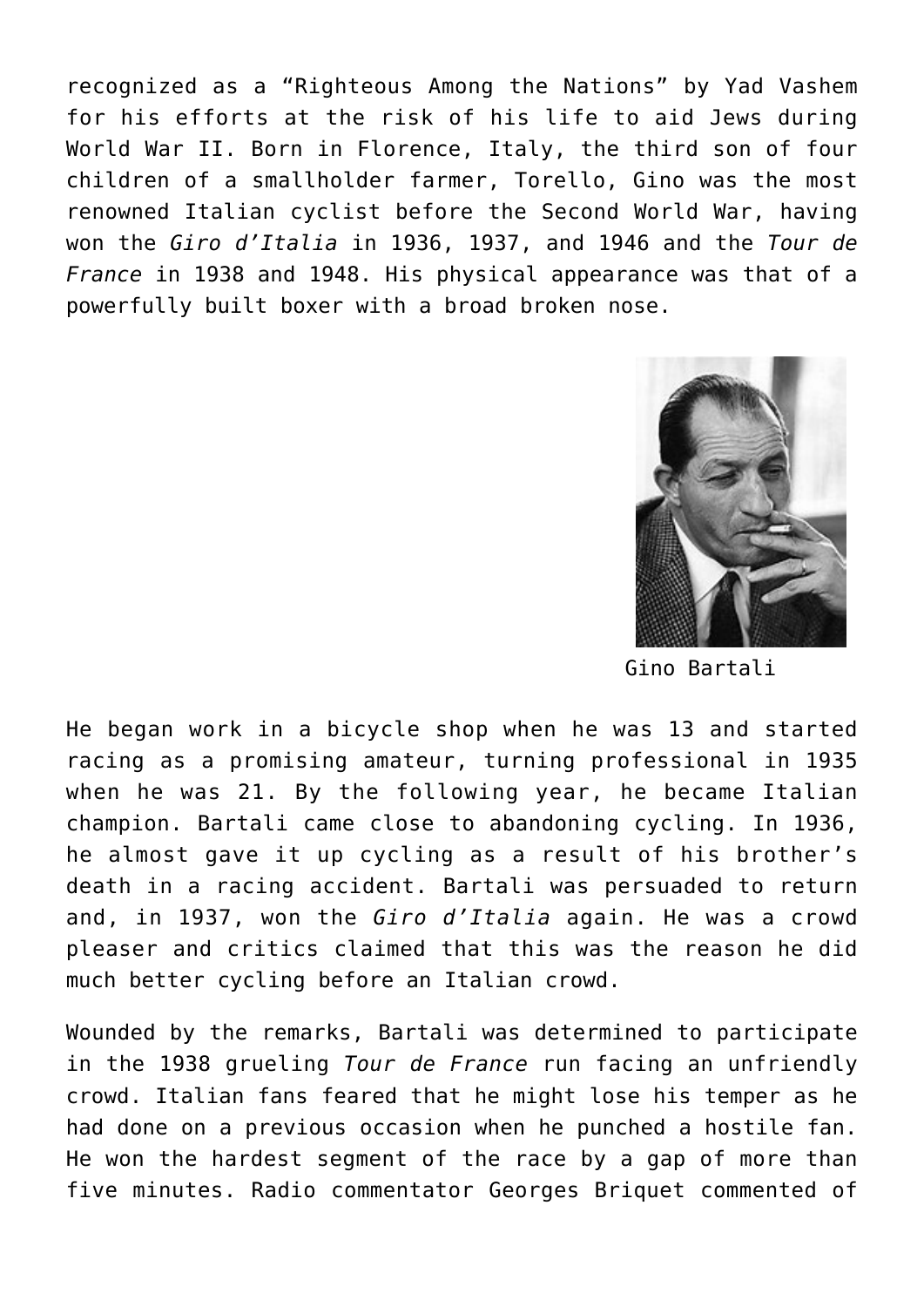recognized as a “Righteous Among the Nations” by Yad Vashem for his efforts at the risk of his life to aid Jews during World War II. Born in Florence, Italy, the third son of four children of a smallholder farmer, Torello, Gino was the most renowned Italian cyclist before the Second World War, having won the *Giro d’Italia* in 1936, 1937, and 1946 and the *Tour de France* in 1938 and 1948. His physical appearance was that of a powerfully built boxer with a broad broken nose.

Gino Bartali

He began work in a bicycle shop when he was 13 and started racing as a promising amateur, turning professional in 1935 when he was 21. By the following year, he became Italian champion. Bartali came close to abandoning cycling. In 1936, he almost gave it up cycling as a result of his brother’s death in a racing accident. Bartali was persuaded to return and, in 1937, won the *Giro d’Italia* again. He was a crowd pleaser and critics claimed that this was the reason he did much better cycling before an Italian crowd.

Wounded by the remarks, Bartali was determined to participate in the 1938 grueling *Tour de France* run facing an unfriendly crowd. Italian fans feared that he might lose his temper as he had done on a previous occasion when he punched a hostile fan. He won the hardest segment of the race by a gap of more than five minutes. Radio commentator Georges Briquet commented of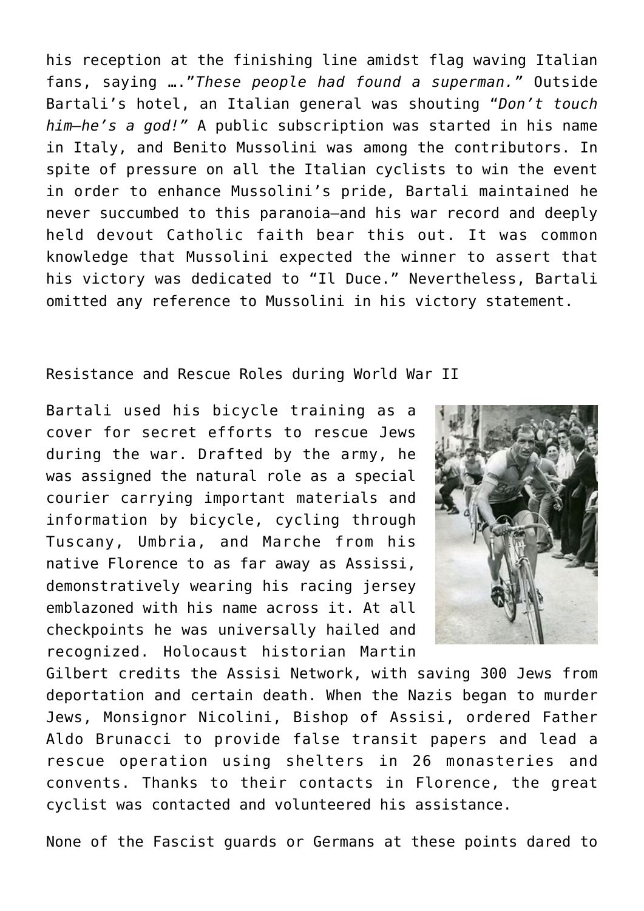his reception at the finishing line amidst flag waving Italian fans, saying …."*These people had found a superman."* Outside Bartali's hotel, an Italian general was shouting "*Don't touch him—he's a god!"* A public subscription was started in his name in Italy, and Benito Mussolini was among the contributors. In spite of pressure on all the Italian cyclists to win the event in order to enhance Mussolini's pride, Bartali maintained he never succumbed to this paranoia—and his war record and deeply held devout Catholic faith bear this out. It was common knowledge that Mussolini expected the winner to assert that his victory was dedicated to "Il Duce." Nevertheless, Bartali omitted any reference to Mussolini in his victory statement.

Resistance and Rescue Roles during World War II

Bartali used his bicycle training as a cover for secret efforts to rescue Jews during the war. Drafted by the army, he was assigned the natural role as a special courier carrying important materials and information by bicycle, cycling through Tuscany, Umbria, and Marche from his native Florence to as far away as Assissi, demonstratively wearing his racing jersey emblazoned with his name across it. At all checkpoints he was universally hailed and recognized. Holocaust historian Martin Gilbert credits the Assisi Network, with saving 300 Jews from deportation and certain death. When the Nazis began to murder Jews, Monsignor Nicolini, Bishop of Assisi, ordered Father Aldo Brunacci to provide false transit papers and lead a rescue operation using shelters in 26 monasteries and convents. Thanks to their contacts in Florence, the great cyclist was contacted and volunteered his assistance.

None of the Fascist guards or Germans at these points dared to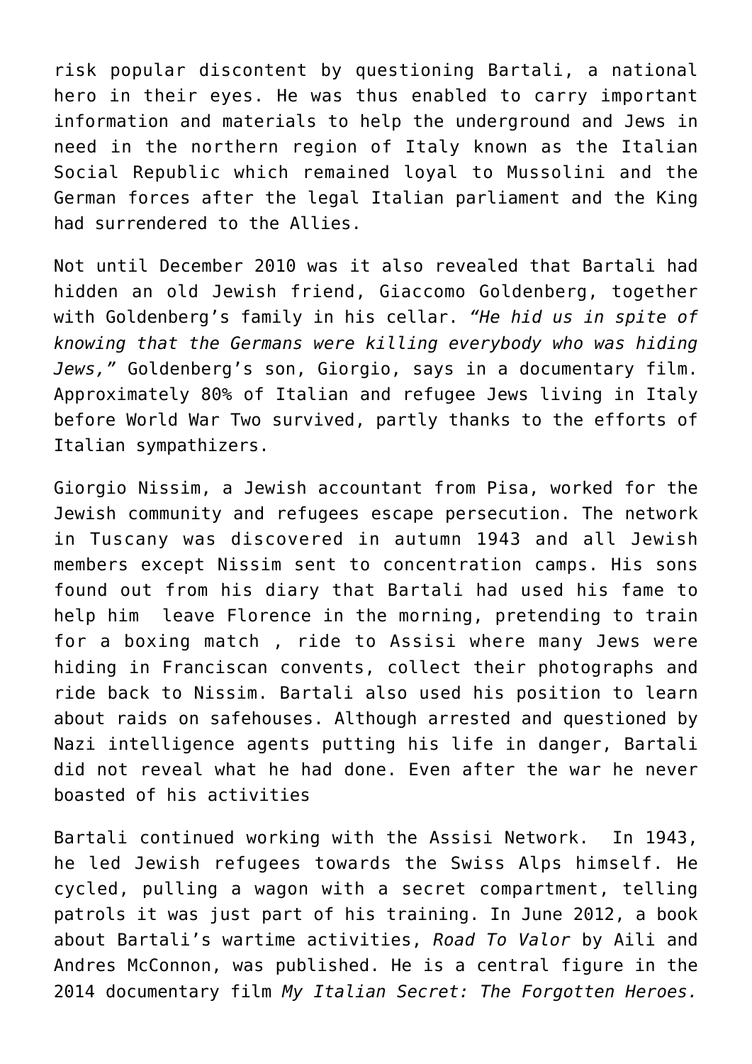risk popular discontent by questioning Bartali, a national hero in their eyes. He was thus enabled to carry important information and materials to help the underground and Jews in need in the northern region of Italy known as the Italian Social Republic which remained loyal to Mussolini and the German forces after the legal Italian parliament and the King had surrendered to the Allies.

Not until December 2010 was it also revealed that Bartali had hidden an old Jewish friend, Giaccomo Goldenberg, together with Goldenberg's family in his cellar. *"He hid us in spite of knowing that the Germans were killing everybody who was hiding Jews,"* Goldenberg's son, Giorgio, says in a documentary film. Approximately 80% of Italian and refugee Jews living in Italy before World War Two survived, partly thanks to the efforts of Italian sympathizers.

Giorgio Nissim, a Jewish accountant from Pisa, worked for the Jewish community and refugees escape persecution. The network in Tuscany was discovered in autumn 1943 and all Jewish members except Nissim sent to concentration camps. His sons found out from his diary that Bartali had used his fame to help him leave Florence in the morning, pretending to train for a boxing match , ride to Assisi where many Jews were hiding in Franciscan convents, collect their photographs and ride back to Nissim. Bartali also used his position to learn about raids on safehouses. Although arrested and questioned by Nazi intelligence agents putting his life in danger, Bartali did not reveal what he had done. Even after the war he never boasted of his activities

Bartali continued working with the Assisi Network. In 1943, he led Jewish refugees towards the Swiss Alps himself. He cycled, pulling a wagon with a secret compartment, telling patrols it was just part of his training. In June 2012, a book about Bartali's wartime activities, *Road To Valor* by Aili and Andres McConnon, was published. He is a central figure in the 2014 documentary film *My Italian Secret: The Forgotten Heroes.*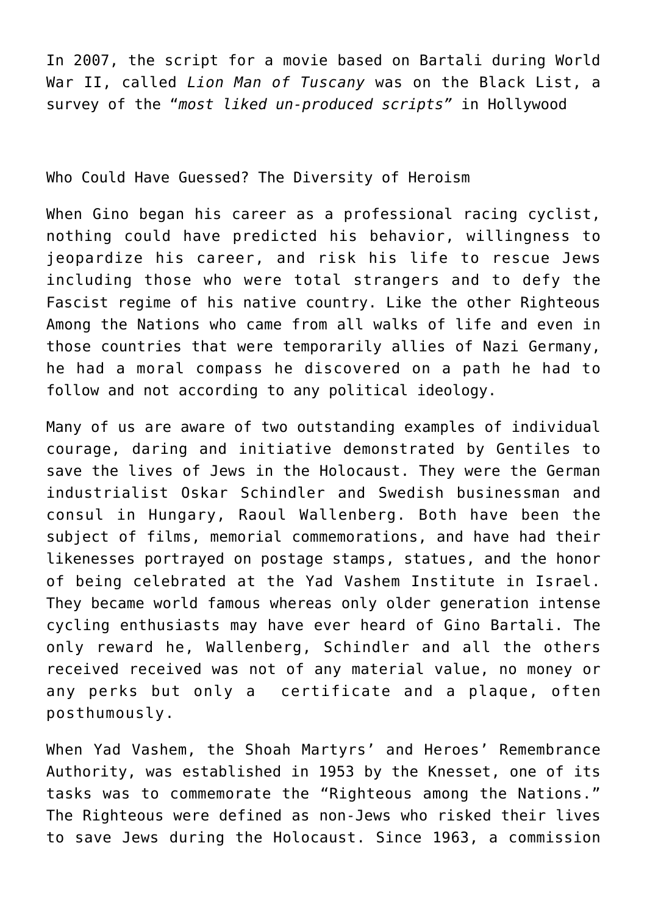In 2007, the script for a movie based on Bartali during World War II, called *Lion Man of Tuscany* was on the Black List, a survey of the "*most liked un-produced scripts*" in Hollywood

## Who Could Have Guessed? The Diversity of Heroism

When Gino began his career as a professional racing cyclist, nothing could have predicted his behavior, willingness to jeopardize his career, and risk his life to rescue Jews including those who were total strangers and to defy the Fascist regime of his native country. Like the other Righteous Among the Nations who came from all walks of life and even in those countries that were temporarily allies of Nazi Germany, he had a moral compass he discovered on a path he had to follow and not according to any political ideology.

Many of us are aware of two outstanding examples of individual courage, daring and initiative demonstrated by Gentiles to save the lives of Jews in the Holocaust. They were the German industrialist Oskar Schindler and Swedish businessman and consul in Hungary, Raoul Wallenberg. Both have been the subject of films, memorial commemorations, and have had their likenesses portrayed on postage stamps, statues, and the honor of being celebrated at the Yad Vashem Institute in Israel. They became world famous whereas only older generation intense cycling enthusiasts may have ever heard of Gino Bartali. The only reward he, Wallenberg, Schindler and all the others received received was not of any material value, no money or any perks but only a certificate and a plaque, often posthumously.

When Yad Vashem, the Shoah Martyrs' and Heroes' Remembrance Authority, was established in 1953 by the Knesset, one of its tasks was to commemorate the "Righteous among the Nations." The Righteous were defined as non-Jews who risked their lives to save Jews during the Holocaust. Since 1963, a commission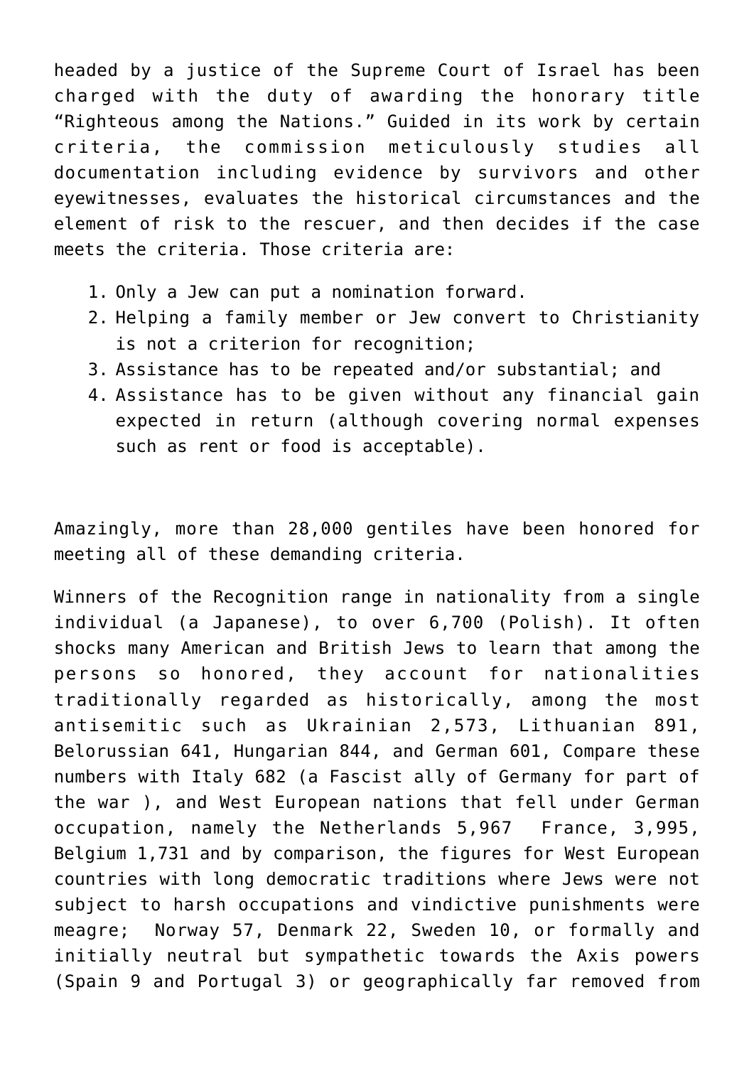headed by a justice of the Supreme Court of Israel has been charged with the duty of awarding the honorary title "Righteous among the Nations." Guided in its work by certain criteria, the commission meticulously studies all documentation including evidence by survivors and other eyewitnesses, evaluates the historical circumstances and the element of risk to the rescuer, and then decides if the case meets the criteria. Those criteria are:

1. Only a Jew can put a nomination forward.
2. Helping a family member or Jew convert to Christianity is not a criterion for recognition;
3. Assistance has to be repeated and/or substantial; and
4. Assistance has to be given without any financial gain expected in return (although covering normal expenses such as rent or food is acceptable).

Amazingly, more than 28,000 gentiles have been honored for meeting all of these demanding criteria.

Winners of the Recognition range in nationality from a single individual (a Japanese), to over 6,700 (Polish). It often shocks many American and British Jews to learn that among the persons so honored, they account for nationalities traditionally regarded as historically, among the most antisemitic such as Ukrainian 2,573, Lithuanian 891, Belorussian 641, Hungarian 844, and German 601, Compare these numbers with Italy 682 (a Fascist ally of Germany for part of the war ), and West European nations that fell under German occupation, namely the Netherlands 5,967 France, 3,995, Belgium 1,731 and by comparison, the figures for West European countries with long democratic traditions where Jews were not subject to harsh occupations and vindictive punishments were meagre; Norway 57, Denmark 22, Sweden 10, or formally and initially neutral but sympathetic towards the Axis powers (Spain 9 and Portugal 3) or geographically far removed from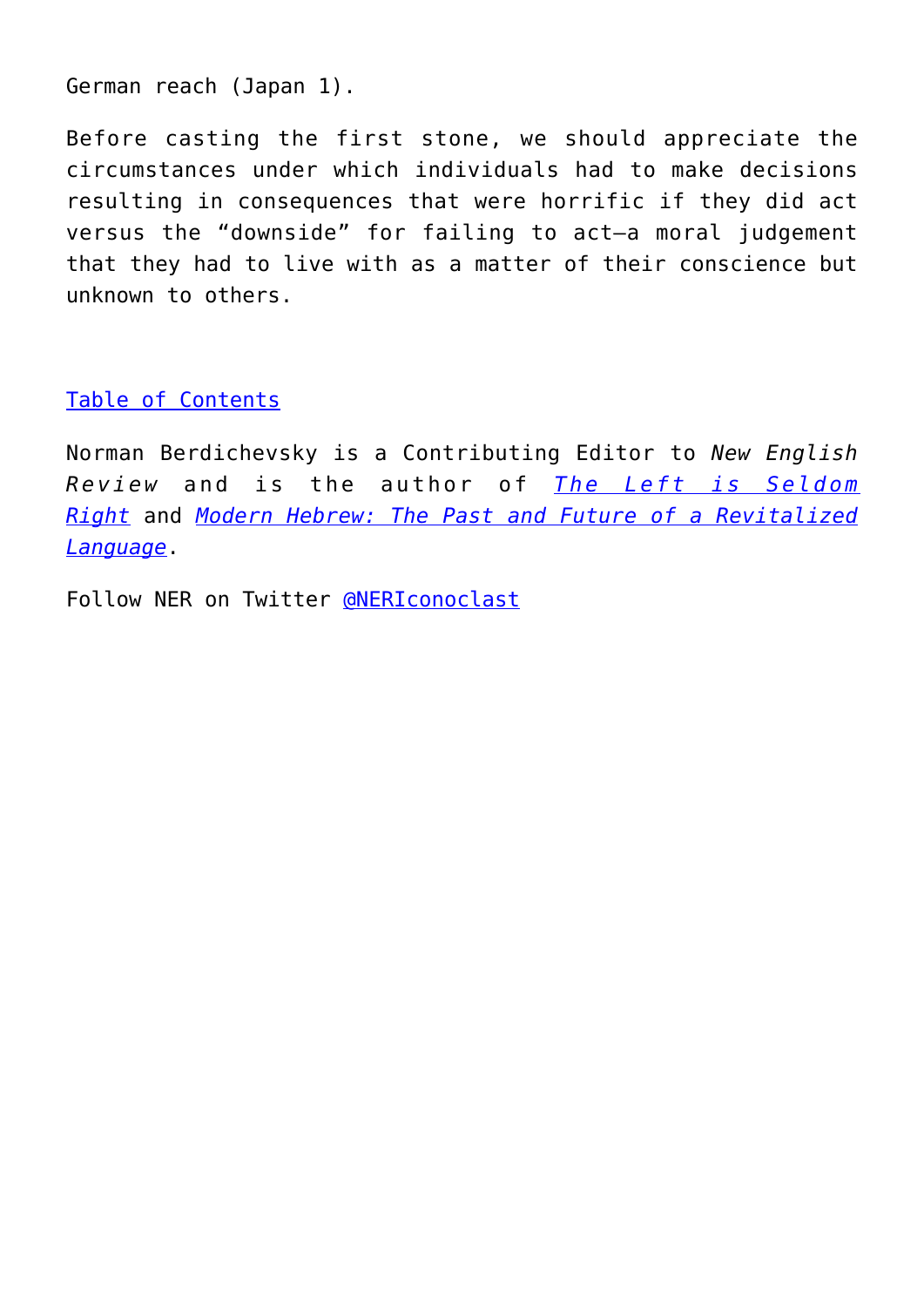German reach (Japan 1).

Before casting the first stone, we should appreciate the circumstances under which individuals had to make decisions resulting in consequences that were horrific if they did act versus the “downside” for failing to act—a moral judgement that they had to live with as a matter of their conscience but unknown to others.

Table of Contents

Norman Berdichevsky is a Contributing Editor to *New English Review* and is the author of *The Left is Seldom Right* and *Modern Hebrew: The Past and Future of a Revitalized Language*.

Follow NER on Twitter @NERIconoclast